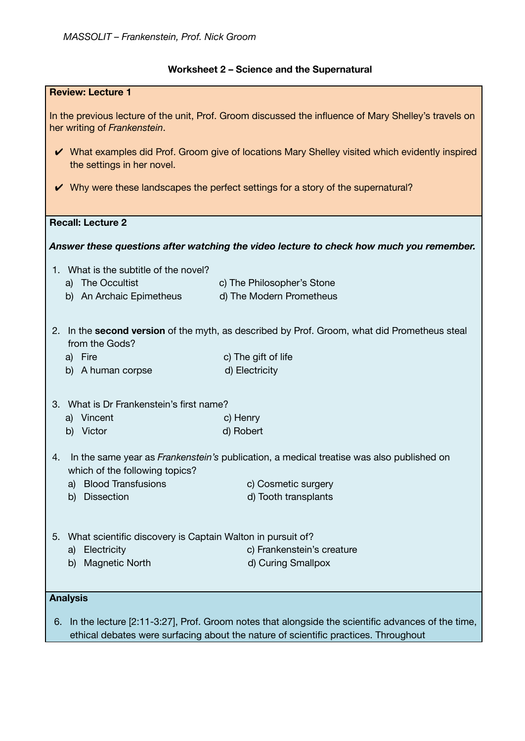*MASSOLIT – Frankenstein, Prof. Nick Groom*

**Worksheet 2 – Science and the Supernatural**

**Review: Lecture 1**

In the previous lecture of the unit, Prof. Groom discussed the influence of Mary Shelley's travels on her writing of *Frankenstein*.

- ✔ What examples did Prof. Groom give of locations Mary Shelley visited which evidently inspired the settings in her novel.
- ✔ Why were these landscapes the perfect settings for a story of the supernatural?

**Recall: Lecture 2**

***Answer these questions after watching the video lecture to check how much you remember.***

1. What is the subtitle of the novel?
   - a) The Occultist
   - b) An Archaic Epimetheus
   - c) The Philosopher's Stone
   - d) The Modern Prometheus

2. In the **second version** of the myth, as described by Prof. Groom, what did Prometheus steal from the Gods?
   - a) Fire
   - b) A human corpse
   - c) The gift of life
   - d) Electricity

3. What is Dr Frankenstein's first name?
   - a) Vincent
   - b) Victor
   - c) Henry
   - d) Robert

4. In the same year as *Frankenstein's* publication, a medical treatise was also published on which of the following topics?
   - a) Blood Transfusions
   - b) Dissection
   - c) Cosmetic surgery
   - d) Tooth transplants

5. What scientific discovery is Captain Walton in pursuit of?
   - a) Electricity
   - b) Magnetic North
   - c) Frankenstein's creature
   - d) Curing Smallpox

**Analysis**

6. In the lecture [2:11-3:27], Prof. Groom notes that alongside the scientific advances of the time, ethical debates were surfacing about the nature of scientific practices. Throughout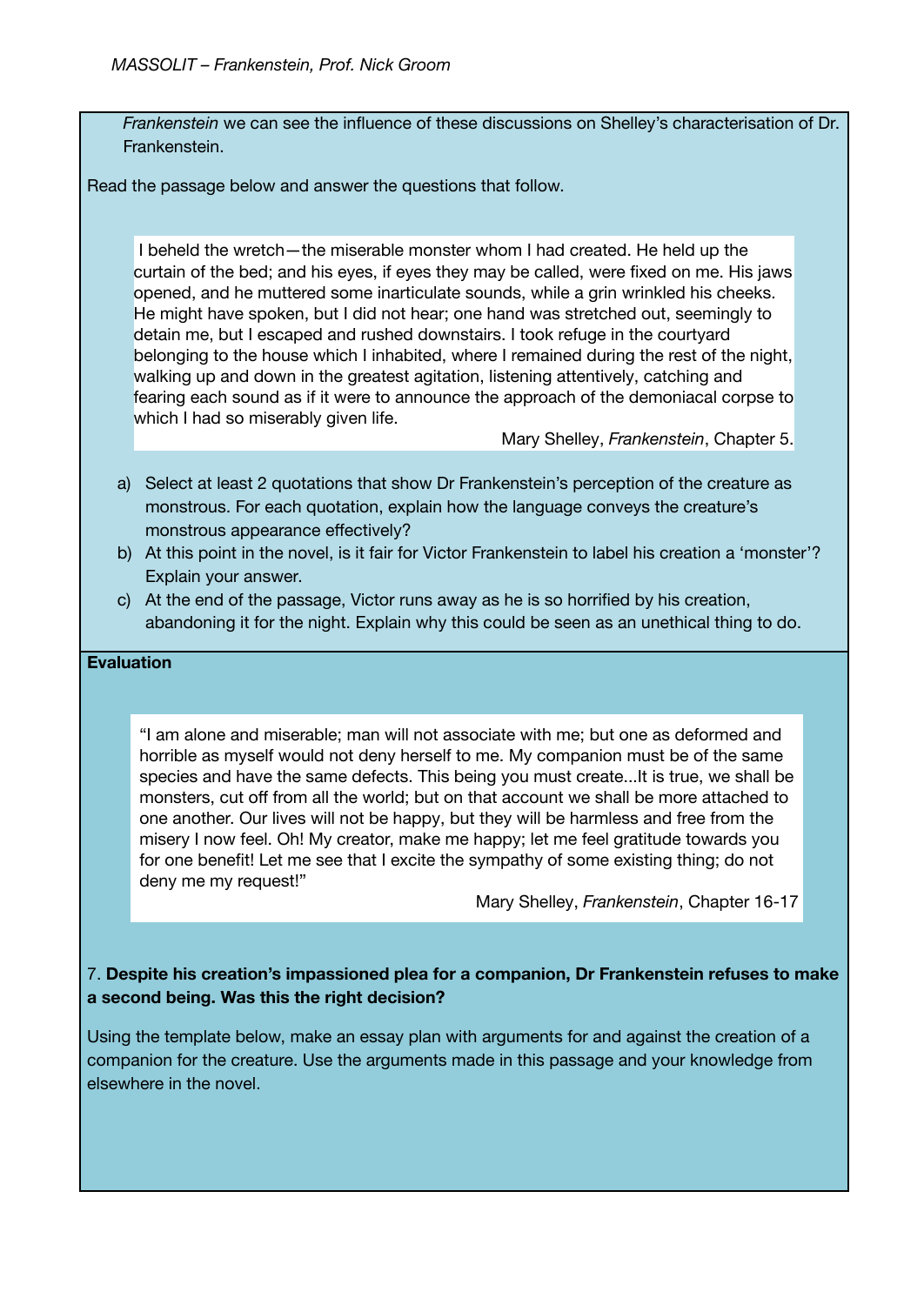*Frankenstein* we can see the influence of these discussions on Shelley's characterisation of Dr. Frankenstein.

Read the passage below and answer the questions that follow.

> I beheld the wretch—the miserable monster whom I had created. He held up the curtain of the bed; and his eyes, if eyes they may be called, were fixed on me. His jaws opened, and he muttered some inarticulate sounds, while a grin wrinkled his cheeks. He might have spoken, but I did not hear; one hand was stretched out, seemingly to detain me, but I escaped and rushed downstairs. I took refuge in the courtyard belonging to the house which I inhabited, where I remained during the rest of the night, walking up and down in the greatest agitation, listening attentively, catching and fearing each sound as if it were to announce the approach of the demoniacal corpse to which I had so miserably given life.
>
> Mary Shelley, *Frankenstein*, Chapter 5.

a) Select at least 2 quotations that show Dr Frankenstein's perception of the creature as monstrous. For each quotation, explain how the language conveys the creature's monstrous appearance effectively?

b) At this point in the novel, is it fair for Victor Frankenstein to label his creation a 'monster'? Explain your answer.

c) At the end of the passage, Victor runs away as he is so horrified by his creation, abandoning it for the night. Explain why this could be seen as an unethical thing to do.

**Evaluation**

> "I am alone and miserable; man will not associate with me; but one as deformed and horrible as myself would not deny herself to me. My companion must be of the same species and have the same defects. This being you must create...It is true, we shall be monsters, cut off from all the world; but on that account we shall be more attached to one another. Our lives will not be happy, but they will be harmless and free from the misery I now feel. Oh! My creator, make me happy; let me feel gratitude towards you for one benefit! Let me see that I excite the sympathy of some existing thing; do not deny me my request!"
>
> Mary Shelley, *Frankenstein*, Chapter 16-17

7. **Despite his creation's impassioned plea for a companion, Dr Frankenstein refuses to make a second being. Was this the right decision?**

Using the template below, make an essay plan with arguments for and against the creation of a companion for the creature. Use the arguments made in this passage and your knowledge from elsewhere in the novel.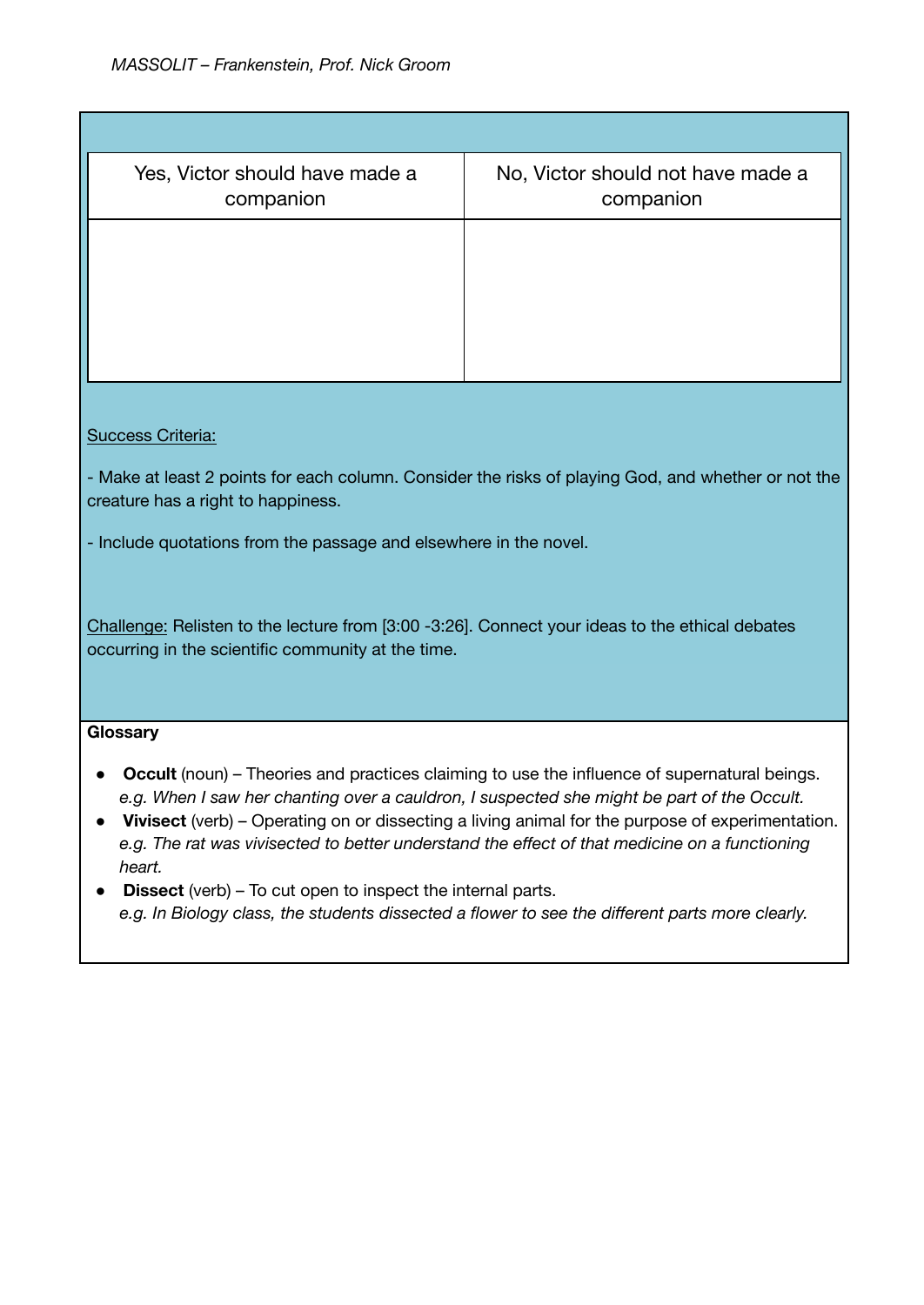| Yes, Victor should have made a companion | No, Victor should not have made a companion |
|---|---|
| | |

Success Criteria:

- Make at least 2 points for each column. Consider the risks of playing God, and whether or not the creature has a right to happiness.

- Include quotations from the passage and elsewhere in the novel.

Challenge: Relisten to the lecture from [3:00 -3:26]. Connect your ideas to the ethical debates occurring in the scientific community at the time.

**Glossary**

- **Occult** (noun) – Theories and practices claiming to use the influence of supernatural beings. *e.g. When I saw her chanting over a cauldron, I suspected she might be part of the Occult.*
- **Vivisect** (verb) – Operating on or dissecting a living animal for the purpose of experimentation. *e.g. The rat was vivisected to better understand the effect of that medicine on a functioning heart.*
- **Dissect** (verb) – To cut open to inspect the internal parts. *e.g. In Biology class, the students dissected a flower to see the different parts more clearly.*